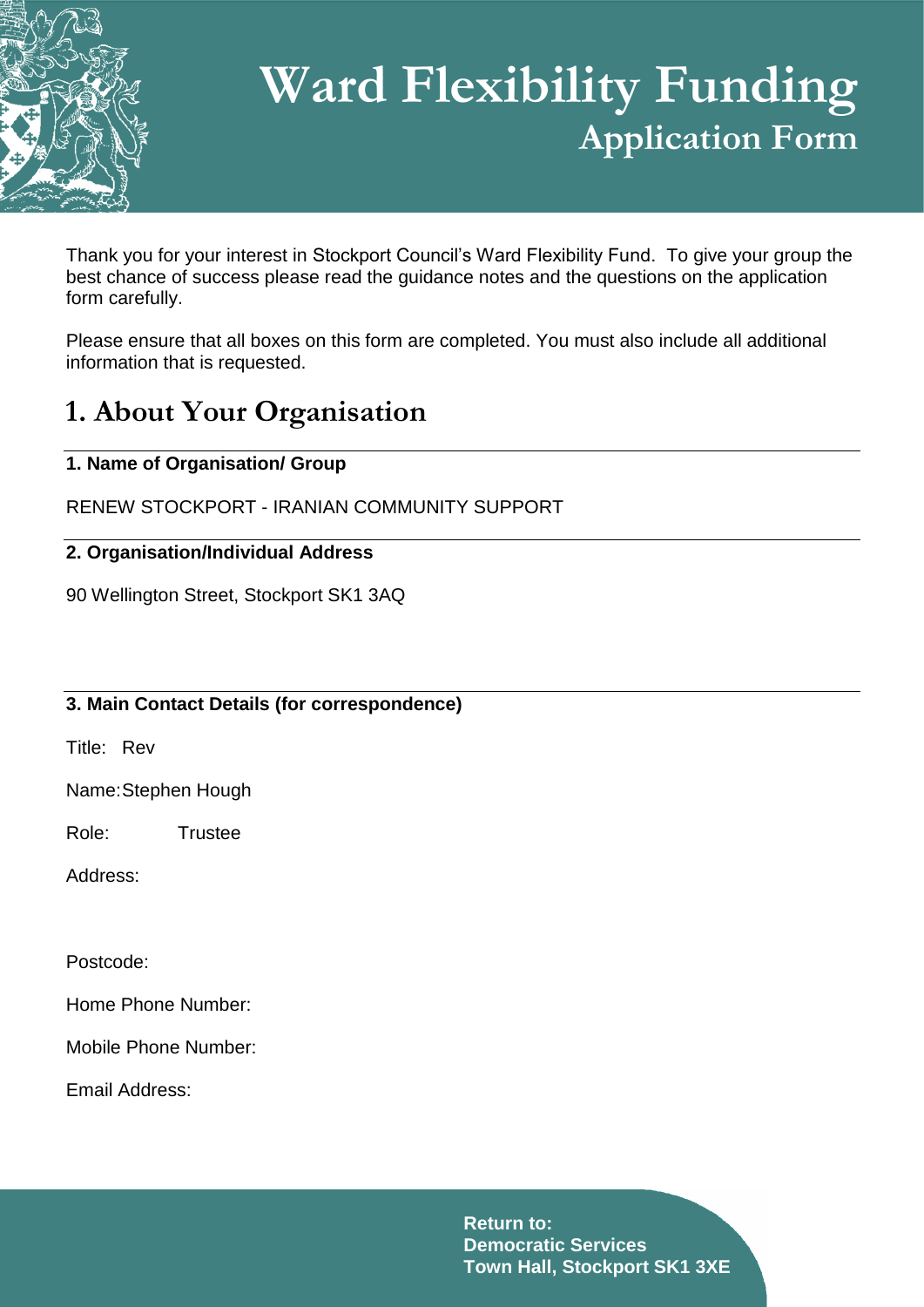# Ward Flexibility Funding
## Application Form

Thank you for your interest in Stockport Council's Ward Flexibility Fund. To give your group the best chance of success please read the guidance notes and the questions on the application form carefully.

Please ensure that all boxes on this form are completed. You must also include all additional information that is requested.

## 1. About Your Organisation

**1. Name of Organisation/ Group**

RENEW STOCKPORT - IRANIAN COMMUNITY SUPPORT

**2. Organisation/Individual Address**

90 Wellington Street, Stockport SK1 3AQ

**3. Main Contact Details (for correspondence)**

Title: Rev

Name: Stephen Hough

Role: Trustee

Address:

Postcode:

Home Phone Number:

Mobile Phone Number:

Email Address:

**Return to:**
**Democratic Services**
**Town Hall, Stockport SK1 3XE**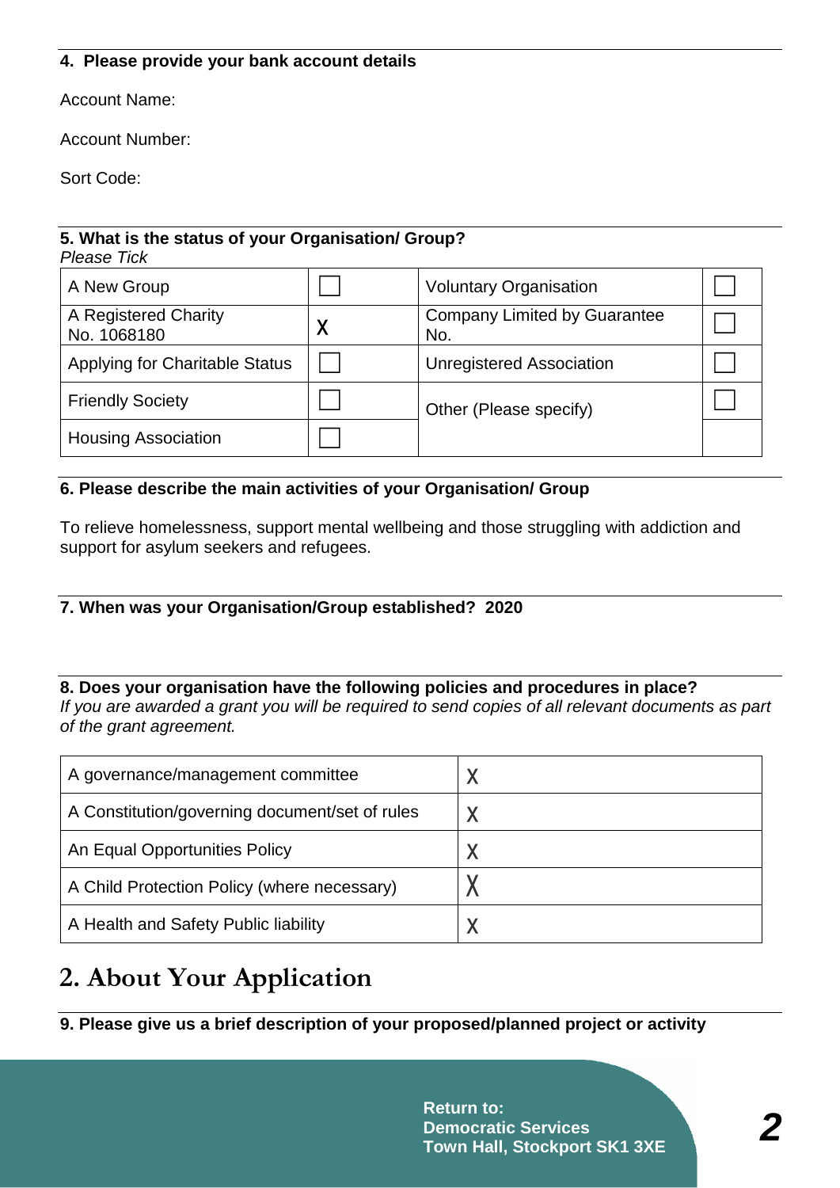**4. Please provide your bank account details**

Account Name:

Account Number:

Sort Code:

**5. What is the status of your Organisation/ Group?**
*Please Tick*

| | | | |
|---|---|---|---|
| A New Group | ☐ | Voluntary Organisation | ☐ |
| A Registered Charity No. 1068180 | X | Company Limited by Guarantee No. | ☐ |
| Applying for Charitable Status | ☐ | Unregistered Association | ☐ |
| Friendly Society | ☐ | Other (Please specify) | ☐ |
| Housing Association | ☐ | | |

**6. Please describe the main activities of your Organisation/ Group**

To relieve homelessness, support mental wellbeing and those struggling with addiction and support for asylum seekers and refugees.

**7. When was your Organisation/Group established? 2020**

**8. Does your organisation have the following policies and procedures in place?**
*If you are awarded a grant you will be required to send copies of all relevant documents as part of the grant agreement.*

| | |
|---|---|
| A governance/management committee | X |
| A Constitution/governing document/set of rules | X |
| An Equal Opportunities Policy | X |
| A Child Protection Policy (where necessary) | X |
| A Health and Safety Public liability | X |

## 2. About Your Application

**9. Please give us a brief description of your proposed/planned project or activity**

**Return to:**
**Democratic Services**
**Town Hall, Stockport SK1 3XE**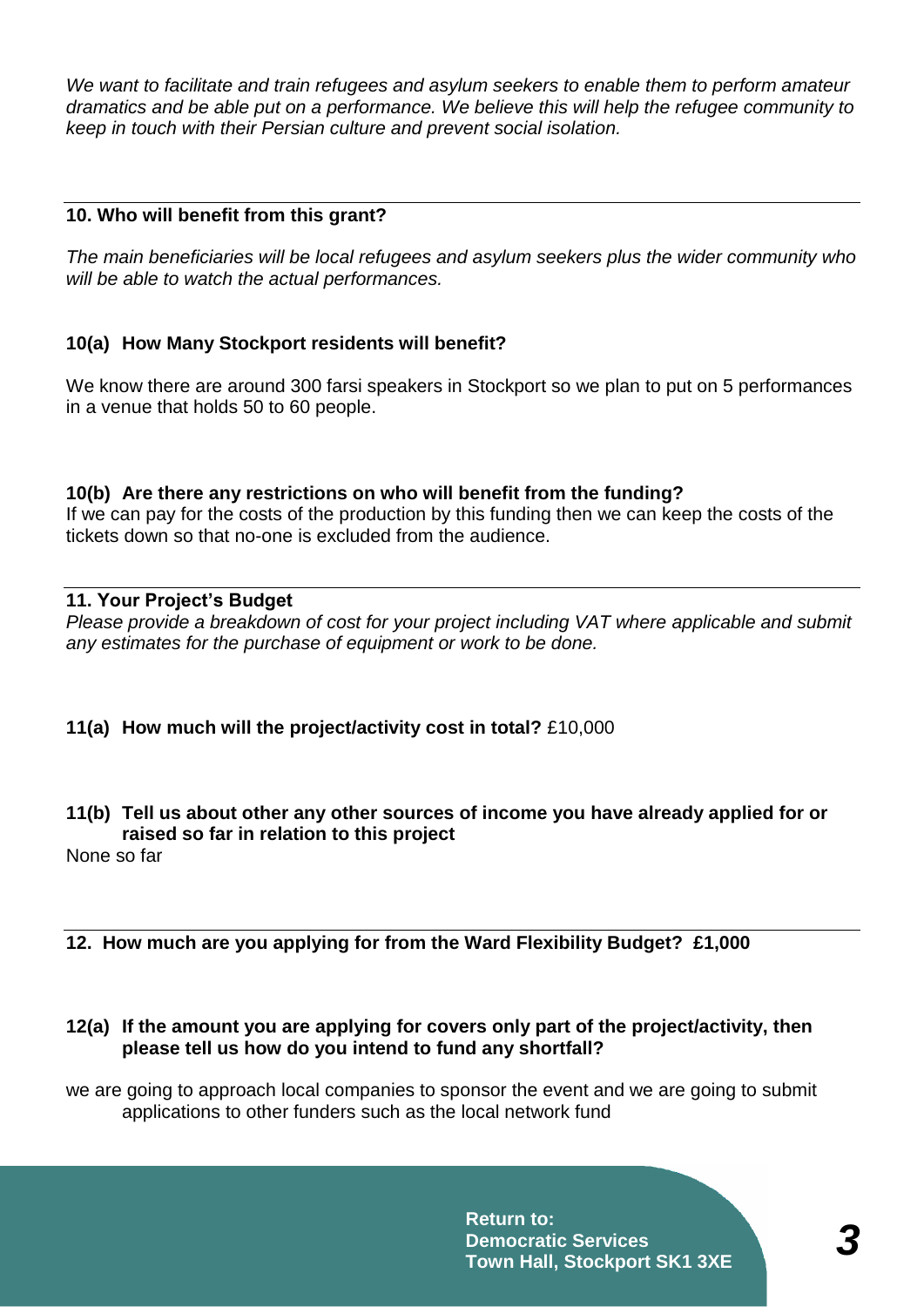*We want to facilitate and train refugees and asylum seekers to enable them to perform amateur dramatics and be able put on a performance. We believe this will help the refugee community to keep in touch with their Persian culture and prevent social isolation.*

---

**10. Who will benefit from this grant?**

*The main beneficiaries will be local refugees and asylum seekers plus the wider community who will be able to watch the actual performances.*

**10(a) How Many Stockport residents will benefit?**

We know there are around 300 farsi speakers in Stockport so we plan to put on 5 performances in a venue that holds 50 to 60 people.

**10(b) Are there any restrictions on who will benefit from the funding?**

If we can pay for the costs of the production by this funding then we can keep the costs of the tickets down so that no-one is excluded from the audience.

---

**11. Your Project's Budget**

*Please provide a breakdown of cost for your project including VAT where applicable and submit any estimates for the purchase of equipment or work to be done.*

**11(a) How much will the project/activity cost in total?** £10,000

**11(b) Tell us about other any other sources of income you have already applied for or raised so far in relation to this project**

None so far

---

**12. How much are you applying for from the Ward Flexibility Budget? £1,000**

**12(a) If the amount you are applying for covers only part of the project/activity, then please tell us how do you intend to fund any shortfall?**

we are going to approach local companies to sponsor the event and we are going to submit applications to other funders such as the local network fund

**Return to:**
**Democratic Services**
**Town Hall, Stockport SK1 3XE**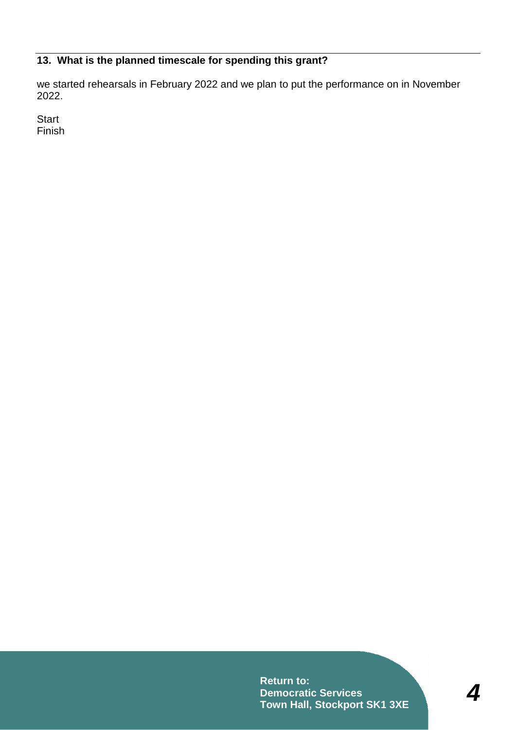**13. What is the planned timescale for spending this grant?**

we started rehearsals in February 2022 and we plan to put the performance on in November 2022.

Start
Finish

**Return to:**
**Democratic Services**
**Town Hall, Stockport SK1 3XE**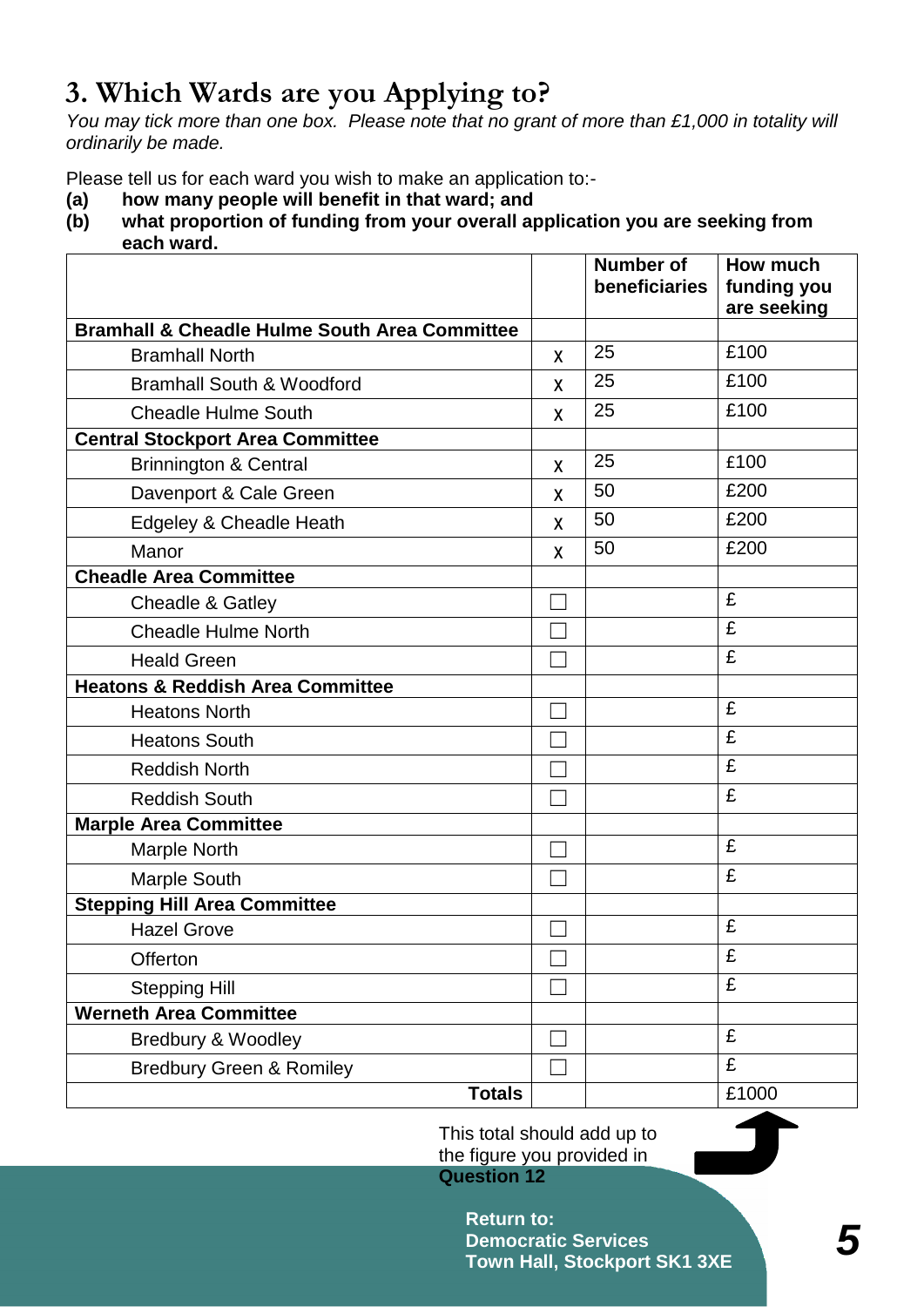## 3. Which Wards are you Applying to?

*You may tick more than one box. Please note that no grant of more than £1,000 in totality will ordinarily be made.*

Please tell us for each ward you wish to make an application to:-

**(a) how many people will benefit in that ward; and**

**(b) what proportion of funding from your overall application you are seeking from each ward.**

| | | Number of beneficiaries | How much funding you are seeking |
|---|---|---|---|
| **Bramhall & Cheadle Hulme South Area Committee** | | | |
| Bramhall North | x | 25 | £100 |
| Bramhall South & Woodford | x | 25 | £100 |
| Cheadle Hulme South | x | 25 | £100 |
| **Central Stockport Area Committee** | | | |
| Brinnington & Central | x | 25 | £100 |
| Davenport & Cale Green | x | 50 | £200 |
| Edgeley & Cheadle Heath | x | 50 | £200 |
| Manor | x | 50 | £200 |
| **Cheadle Area Committee** | | | |
| Cheadle & Gatley | ☐ | | £ |
| Cheadle Hulme North | ☐ | | £ |
| Heald Green | ☐ | | £ |
| **Heatons & Reddish Area Committee** | | | |
| Heatons North | ☐ | | £ |
| Heatons South | ☐ | | £ |
| Reddish North | ☐ | | £ |
| Reddish South | ☐ | | £ |
| **Marple Area Committee** | | | |
| Marple North | ☐ | | £ |
| Marple South | ☐ | | £ |
| **Stepping Hill Area Committee** | | | |
| Hazel Grove | ☐ | | £ |
| Offerton | ☐ | | £ |
| Stepping Hill | ☐ | | £ |
| **Werneth Area Committee** | | | |
| Bredbury & Woodley | ☐ | | £ |
| Bredbury Green & Romiley | ☐ | | £ |
| **Totals** | | | £1000 |

This total should add up to the figure you provided in **Question 12**

**Return to:**
**Democratic Services**
**Town Hall, Stockport SK1 3XE**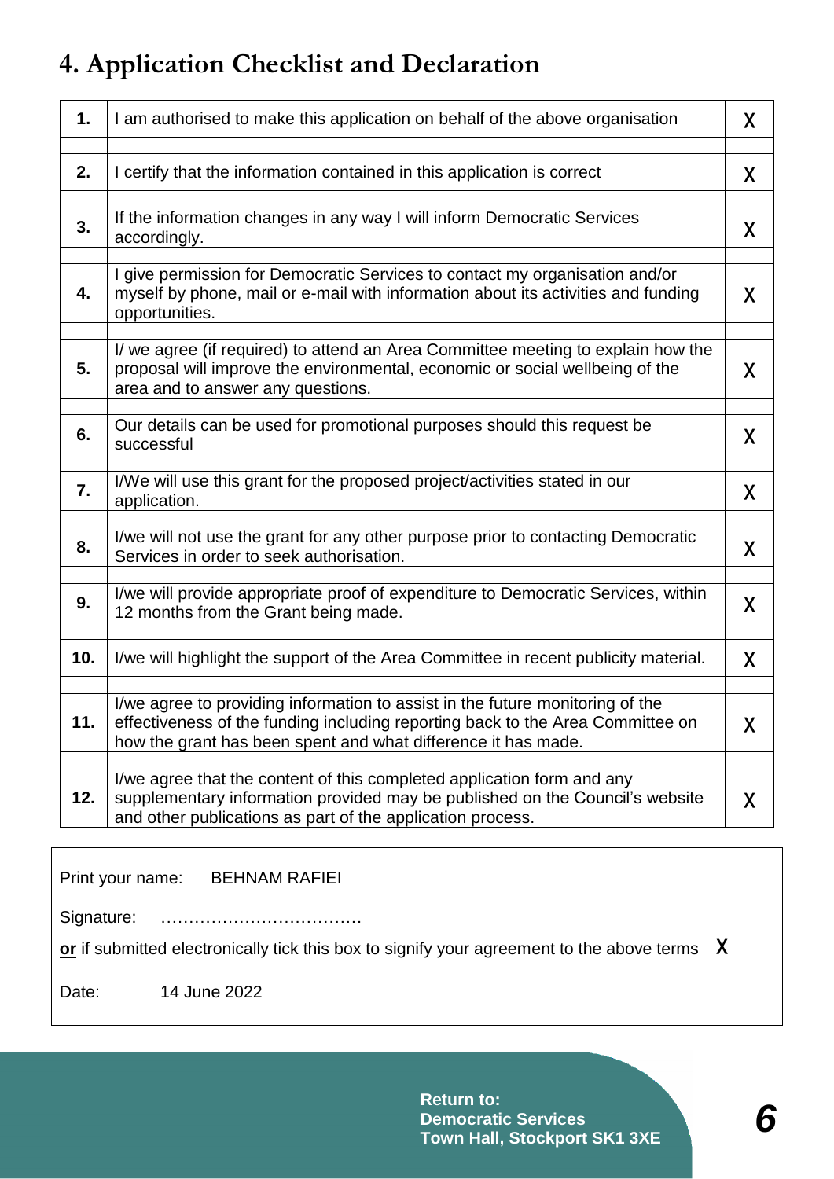## 4. Application Checklist and Declaration

| | | |
|---|---|---|
| **1.** | I am authorised to make this application on behalf of the above organisation | X |
| **2.** | I certify that the information contained in this application is correct | X |
| **3.** | If the information changes in any way I will inform Democratic Services accordingly. | X |
| **4.** | I give permission for Democratic Services to contact my organisation and/or myself by phone, mail or e-mail with information about its activities and funding opportunities. | X |
| **5.** | I/ we agree (if required) to attend an Area Committee meeting to explain how the proposal will improve the environmental, economic or social wellbeing of the area and to answer any questions. | X |
| **6.** | Our details can be used for promotional purposes should this request be successful | X |
| **7.** | I/We will use this grant for the proposed project/activities stated in our application. | X |
| **8.** | I/we will not use the grant for any other purpose prior to contacting Democratic Services in order to seek authorisation. | X |
| **9.** | I/we will provide appropriate proof of expenditure to Democratic Services, within 12 months from the Grant being made. | X |
| **10.** | I/we will highlight the support of the Area Committee in recent publicity material. | X |
| **11.** | I/we agree to providing information to assist in the future monitoring of the effectiveness of the funding including reporting back to the Area Committee on how the grant has been spent and what difference it has made. | X |
| **12.** | I/we agree that the content of this completed application form and any supplementary information provided may be published on the Council's website and other publications as part of the application process. | X |

Print your name: BEHNAM RAFIEI

Signature: ………………………………

**or** if submitted electronically tick this box to signify your agreement to the above terms X

Date: 14 June 2022

**Return to:**
**Democratic Services**
**Town Hall, Stockport SK1 3XE**